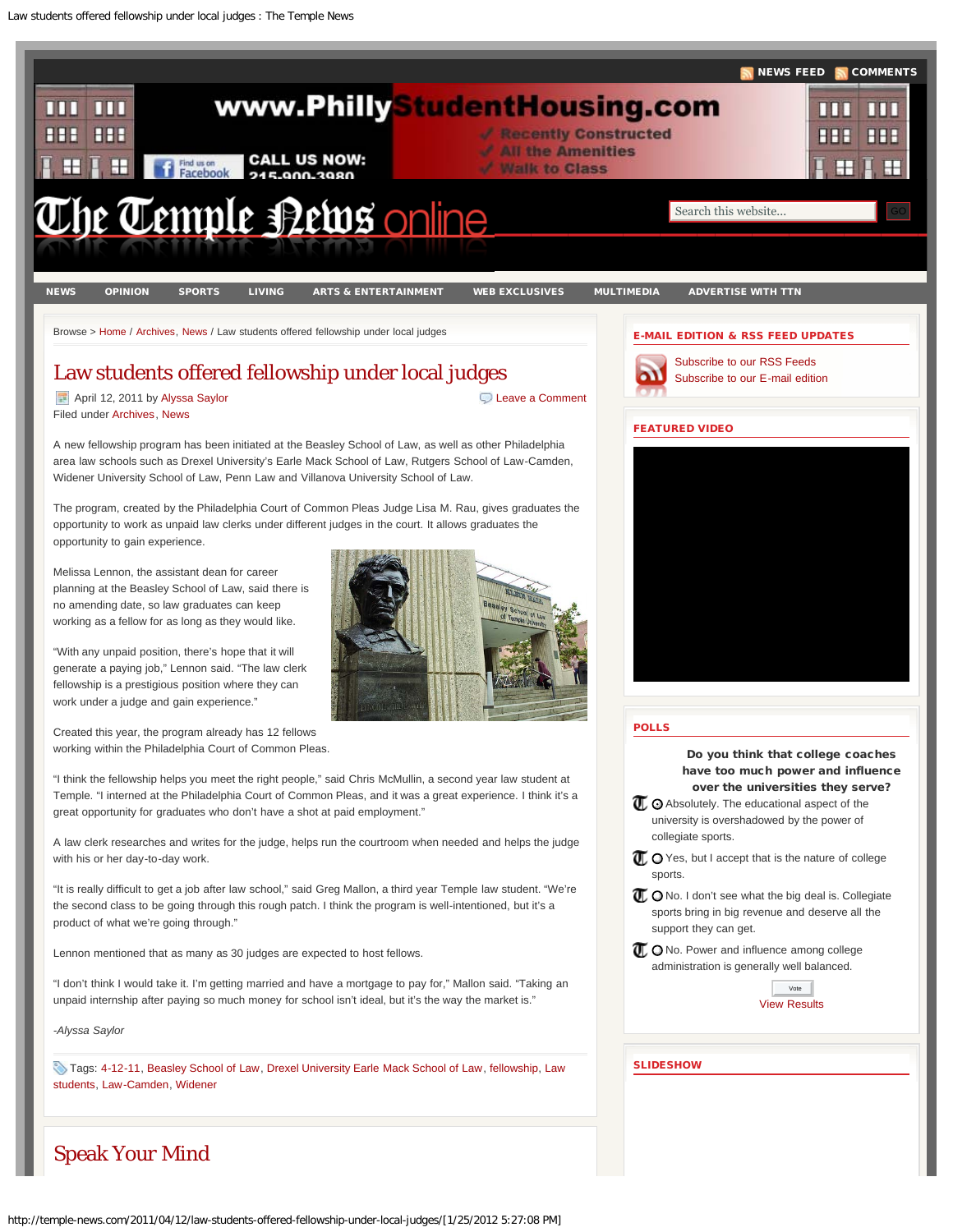NEWS FEED COMMENTS

NEWS | OPINION | SPORTS | LIVING | ARTS & ENTERTAINMENT | WEB EXCLUSIVES | MULTIMEDIA | ADVERTISE WITH TTN

Browse > Home / Archives, News / Law students offered fellowship under local judges

# Law students offered fellowship under local judges

April 12, 2011 by Alyssa Saylor

Leave a Comment

Filed under Archives, News

A new fellowship program has been initiated at the Beasley School of Law, as well as other Philadelphia area law schools such as Drexel University's Earle Mack School of Law, Rutgers School of Law-Camden, Widener University School of Law, Penn Law and Villanova University School of Law.

The program, created by the Philadelphia Court of Common Pleas Judge Lisa M. Rau, gives graduates the opportunity to work as unpaid law clerks under different judges in the court. It allows graduates the opportunity to gain experience.

Melissa Lennon, the assistant dean for career planning at the Beasley School of Law, said there is no amending date, so law graduates can keep working as a fellow for as long as they would like.

"With any unpaid position, there's hope that it will generate a paying job," Lennon said. "The law clerk fellowship is a prestigious position where they can work under a judge and gain experience."

Created this year, the program already has 12 fellows working within the Philadelphia Court of Common Pleas.

"I think the fellowship helps you meet the right people," said Chris McMullin, a second year law student at Temple. "I interned at the Philadelphia Court of Common Pleas, and it was a great experience. I think it's a great opportunity for graduates who don't have a shot at paid employment."

A law clerk researches and writes for the judge, helps run the courtroom when needed and helps the judge with his or her day-to-day work.

"It is really difficult to get a job after law school," said Greg Mallon, a third year Temple law student. "We're the second class to be going through this rough patch. I think the program is well-intentioned, but it's a product of what we're going through."

Lennon mentioned that as many as 30 judges are expected to host fellows.

"I don't think I would take it. I'm getting married and have a mortgage to pay for," Mallon said. "Taking an unpaid internship after paying so much money for school isn't ideal, but it's the way the market is."

*-Alyssa Saylor*

Tags: 4-12-11, Beasley School of Law, Drexel University Earle Mack School of Law, fellowship, Law students, Law-Camden, Widener

## Speak Your Mind

### E-MAIL EDITION & RSS FEED UPDATES

Subscribe to our RSS Feeds
Subscribe to our E-mail edition

### FEATURED VIDEO

### POLLS

**Do you think that college coaches have too much power and influence over the universities they serve?**

- Absolutely. The educational aspect of the university is overshadowed by the power of collegiate sports.
- Yes, but I accept that is the nature of college sports.
- No. I don't see what the big deal is. Collegiate sports bring in big revenue and deserve all the support they can get.
- No. Power and influence among college administration is generally well balanced.

Vote

View Results

### SLIDESHOW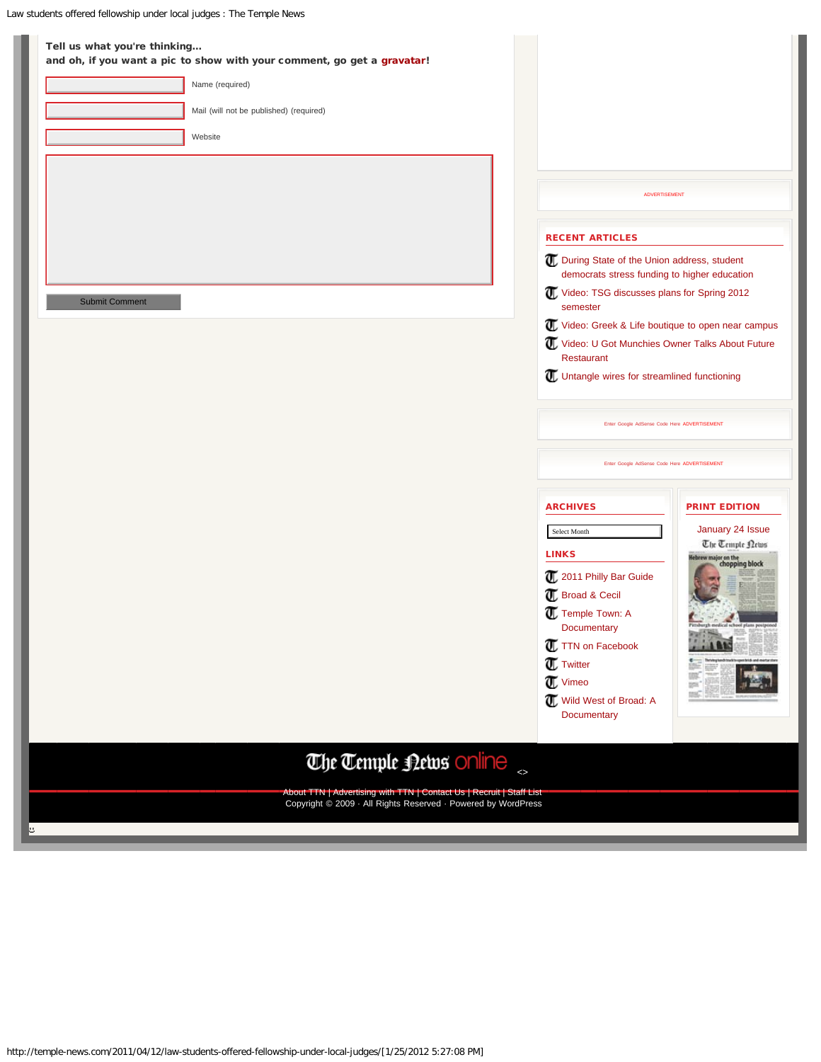**Tell us what you're thinking...**
**and oh, if you want a pic to show with your comment, go get a gravatar!**

Name (required)

Mail (will not be published) (required)

Website

Submit Comment

ADVERTISEMENT

## RECENT ARTICLES

- During State of the Union address, student democrats stress funding to higher education
- Video: TSG discusses plans for Spring 2012 semester
- Video: Greek & Life boutique to open near campus
- Video: U Got Munchies Owner Talks About Future Restaurant
- Untangle wires for streamlined functioning

Enter Google AdSense Code Here ADVERTISEMENT

Enter Google AdSense Code Here ADVERTISEMENT

## ARCHIVES

Select Month

## LINKS

- 2011 Philly Bar Guide
- Broad & Cecil
- Temple Town: A Documentary
- TTN on Facebook
- Twitter
- Vimeo
- Wild West of Broad: A Documentary

## PRINT EDITION

January 24 Issue

The Temple News online

About TTN | Advertising with TTN | Contact Us | Recruit | Staff List
Copyright © 2009 · All Rights Reserved · Powered by WordPress